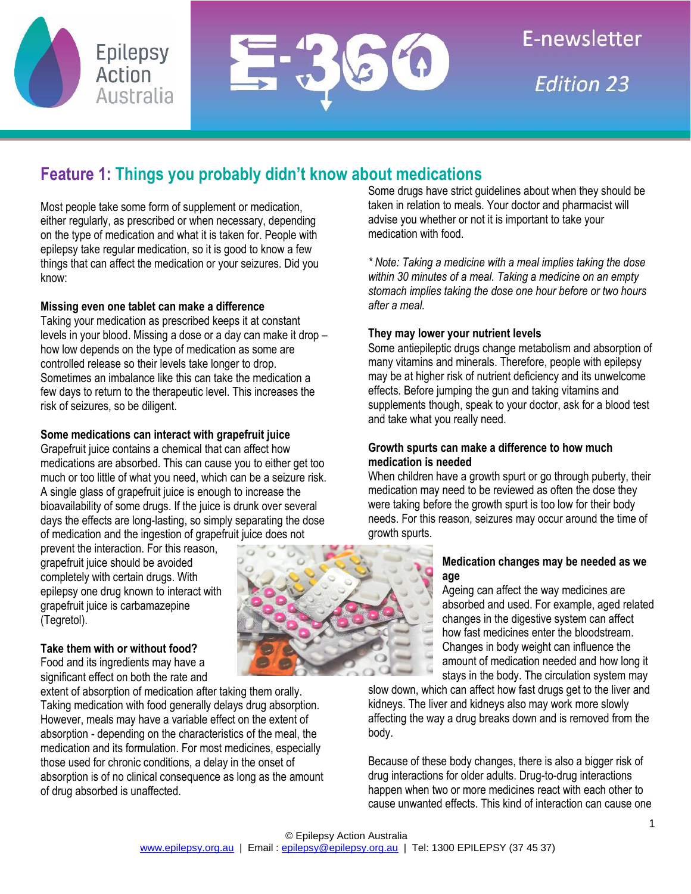# Feature 1: Things you probably didn't know about medications

Most people take some form of supplement or medication, either regularly, as prescribed or when necessary, depending on the type of medication and what it is taken for. People with epilepsy take regular medication, so it is good to know a few things that can affect the medication or your seizures. Did you know:

**Missing even one tablet can make a difference**

Taking your medication as prescribed keeps it at constant levels in your blood. Missing a dose or a day can make it drop – how low depends on the type of medication as some are controlled release so their levels take longer to drop. Sometimes an imbalance like this can take the medication a few days to return to the therapeutic level. This increases the risk of seizures, so be diligent.

**Some medications can interact with grapefruit juice**

Grapefruit juice contains a chemical that can affect how medications are absorbed. This can cause you to either get too much or too little of what you need, which can be a seizure risk. A single glass of grapefruit juice is enough to increase the bioavailability of some drugs. If the juice is drunk over several days the effects are long-lasting, so simply separating the dose of medication and the ingestion of grapefruit juice does not prevent the interaction. For this reason, grapefruit juice should be avoided completely with certain drugs. With epilepsy one drug known to interact with grapefruit juice is carbamazepine (Tegretol).

**Take them with or without food?**

Food and its ingredients may have a significant effect on both the rate and extent of absorption of medication after taking them orally. Taking medication with food generally delays drug absorption. However, meals may have a variable effect on the extent of absorption - depending on the characteristics of the meal, the medication and its formulation. For most medicines, especially those used for chronic conditions, a delay in the onset of absorption is of no clinical consequence as long as the amount of drug absorbed is unaffected.

Some drugs have strict guidelines about when they should be taken in relation to meals. Your doctor and pharmacist will advise you whether or not it is important to take your medication with food.

*\* Note: Taking a medicine with a meal implies taking the dose within 30 minutes of a meal. Taking a medicine on an empty stomach implies taking the dose one hour before or two hours after a meal.*

**They may lower your nutrient levels**

Some antiepileptic drugs change metabolism and absorption of many vitamins and minerals. Therefore, people with epilepsy may be at higher risk of nutrient deficiency and its unwelcome effects. Before jumping the gun and taking vitamins and supplements though, speak to your doctor, ask for a blood test and take what you really need.

**Growth spurts can make a difference to how much medication is needed**

When children have a growth spurt or go through puberty, their medication may need to be reviewed as often the dose they were taking before the growth spurt is too low for their body needs. For this reason, seizures may occur around the time of growth spurts.

**Medication changes may be needed as we age**

Ageing can affect the way medicines are absorbed and used. For example, aged related changes in the digestive system can affect how fast medicines enter the bloodstream. Changes in body weight can influence the amount of medication needed and how long it stays in the body. The circulation system may slow down, which can affect how fast drugs get to the liver and kidneys. The liver and kidneys also may work more slowly affecting the way a drug breaks down and is removed from the body.

Because of these body changes, there is also a bigger risk of drug interactions for older adults. Drug-to-drug interactions happen when two or more medicines react with each other to cause unwanted effects. This kind of interaction can cause one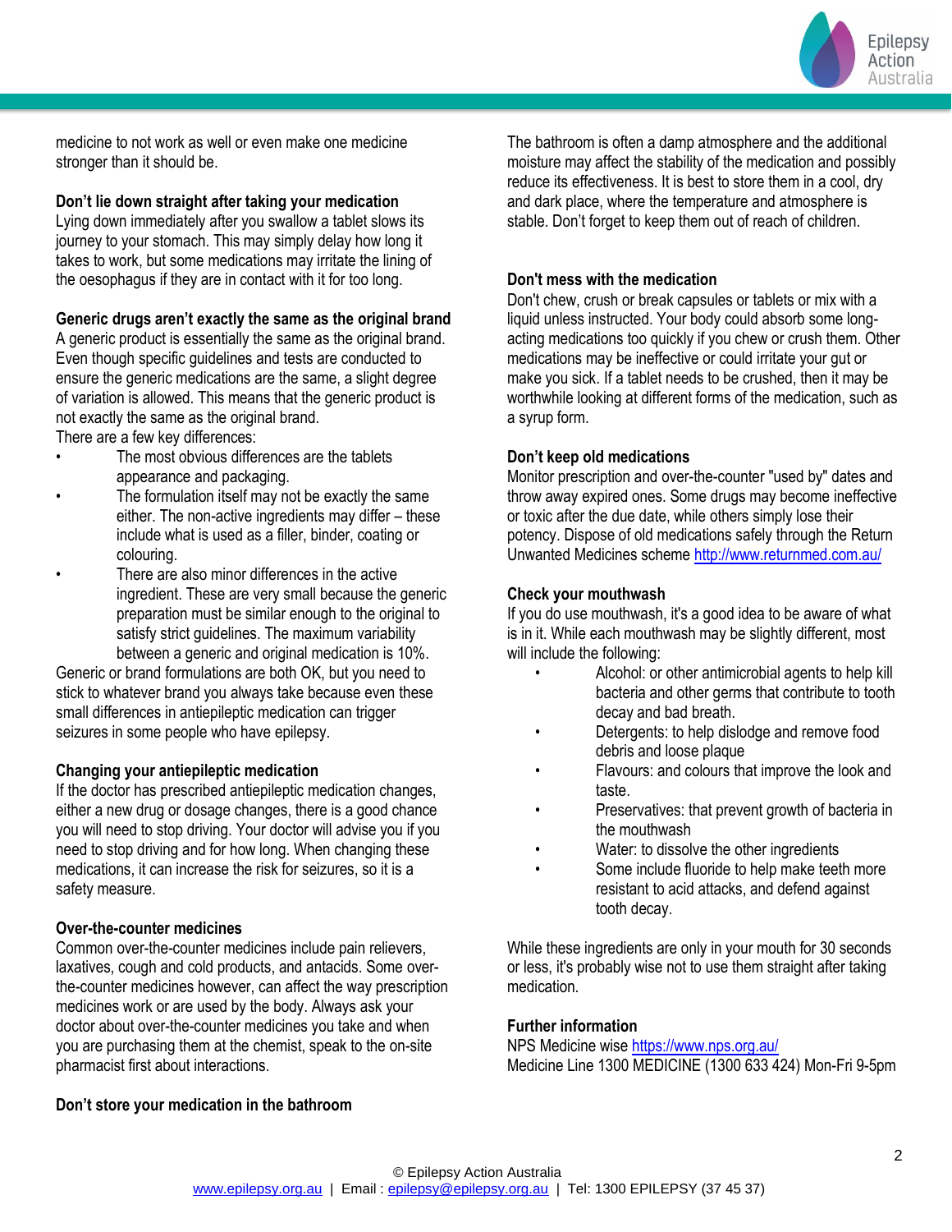medicine to not work as well or even make one medicine stronger than it should be.

**Don't lie down straight after taking your medication**

Lying down immediately after you swallow a tablet slows its journey to your stomach. This may simply delay how long it takes to work, but some medications may irritate the lining of the oesophagus if they are in contact with it for too long.

**Generic drugs aren't exactly the same as the original brand**

A generic product is essentially the same as the original brand. Even though specific guidelines and tests are conducted to ensure the generic medications are the same, a slight degree of variation is allowed. This means that the generic product is not exactly the same as the original brand.

There are a few key differences:

- The most obvious differences are the tablets appearance and packaging.
- The formulation itself may not be exactly the same either. The non-active ingredients may differ – these include what is used as a filler, binder, coating or colouring.
- There are also minor differences in the active ingredient. These are very small because the generic preparation must be similar enough to the original to satisfy strict guidelines. The maximum variability between a generic and original medication is 10%.

Generic or brand formulations are both OK, but you need to stick to whatever brand you always take because even these small differences in antiepileptic medication can trigger seizures in some people who have epilepsy.

**Changing your antiepileptic medication**

If the doctor has prescribed antiepileptic medication changes, either a new drug or dosage changes, there is a good chance you will need to stop driving. Your doctor will advise you if you need to stop driving and for how long. When changing these medications, it can increase the risk for seizures, so it is a safety measure.

**Over-the-counter medicines**

Common over-the-counter medicines include pain relievers, laxatives, cough and cold products, and antacids. Some over-the-counter medicines however, can affect the way prescription medicines work or are used by the body. Always ask your doctor about over-the-counter medicines you take and when you are purchasing them at the chemist, speak to the on-site pharmacist first about interactions.

**Don't store your medication in the bathroom**

The bathroom is often a damp atmosphere and the additional moisture may affect the stability of the medication and possibly reduce its effectiveness. It is best to store them in a cool, dry and dark place, where the temperature and atmosphere is stable. Don't forget to keep them out of reach of children.

**Don't mess with the medication**

Don't chew, crush or break capsules or tablets or mix with a liquid unless instructed. Your body could absorb some long-acting medications too quickly if you chew or crush them. Other medications may be ineffective or could irritate your gut or make you sick. If a tablet needs to be crushed, then it may be worthwhile looking at different forms of the medication, such as a syrup form.

**Don't keep old medications**

Monitor prescription and over-the-counter "used by" dates and throw away expired ones. Some drugs may become ineffective or toxic after the due date, while others simply lose their potency. Dispose of old medications safely through the Return Unwanted Medicines scheme http://www.returnmed.com.au/

**Check your mouthwash**

If you do use mouthwash, it's a good idea to be aware of what is in it. While each mouthwash may be slightly different, most will include the following:

- Alcohol: or other antimicrobial agents to help kill bacteria and other germs that contribute to tooth decay and bad breath.
- Detergents: to help dislodge and remove food debris and loose plaque
- Flavours: and colours that improve the look and taste.
- Preservatives: that prevent growth of bacteria in the mouthwash
- Water: to dissolve the other ingredients
- Some include fluoride to help make teeth more resistant to acid attacks, and defend against tooth decay.

While these ingredients are only in your mouth for 30 seconds or less, it's probably wise not to use them straight after taking medication.

**Further information**

NPS Medicine wise https://www.nps.org.au/

Medicine Line 1300 MEDICINE (1300 633 424) Mon-Fri 9-5pm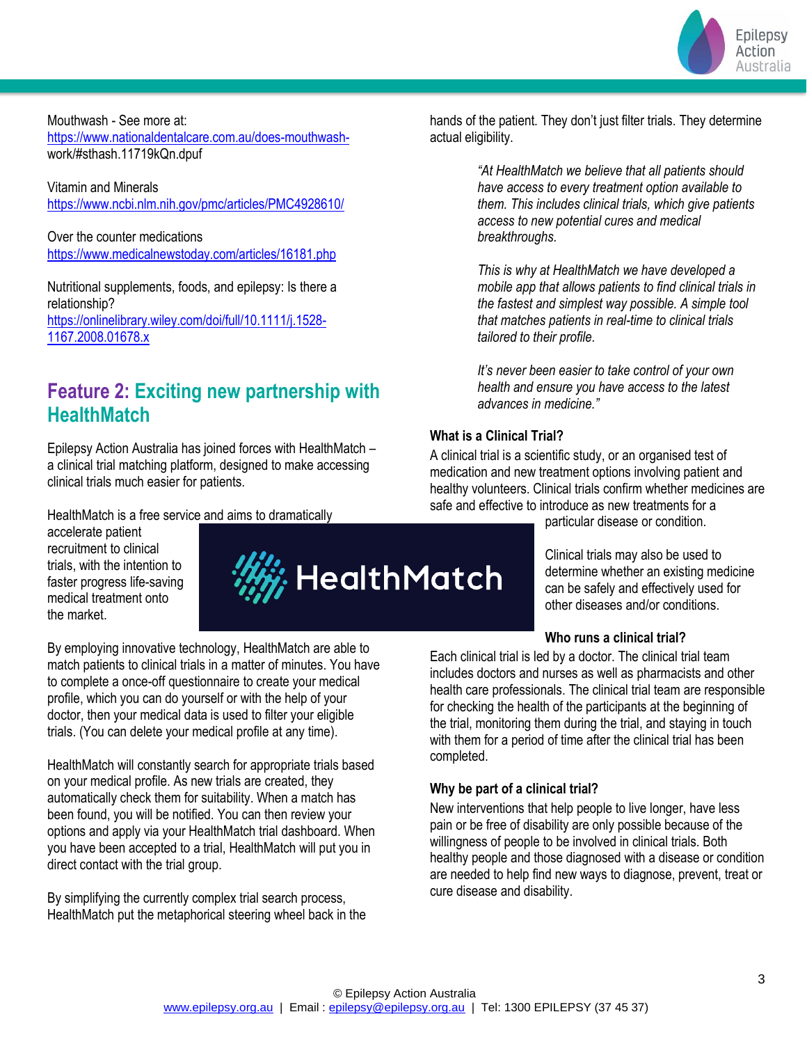Mouthwash - See more at:
https://www.nationaldentalcare.com.au/does-mouthwash-work/#sthash.11719kQn.dpuf

Vitamin and Minerals
https://www.ncbi.nlm.nih.gov/pmc/articles/PMC4928610/

Over the counter medications
https://www.medicalnewstoday.com/articles/16181.php

Nutritional supplements, foods, and epilepsy: Is there a relationship?
https://onlinelibrary.wiley.com/doi/full/10.1111/j.1528-1167.2008.01678.x

## Feature 2: Exciting new partnership with HealthMatch

Epilepsy Action Australia has joined forces with HealthMatch – a clinical trial matching platform, designed to make accessing clinical trials much easier for patients.

HealthMatch is a free service and aims to dramatically accelerate patient recruitment to clinical trials, with the intention to faster progress life-saving medical treatment onto the market.

By employing innovative technology, HealthMatch are able to match patients to clinical trials in a matter of minutes. You have to complete a once-off questionnaire to create your medical profile, which you can do yourself or with the help of your doctor, then your medical data is used to filter your eligible trials. (You can delete your medical profile at any time).

HealthMatch will constantly search for appropriate trials based on your medical profile. As new trials are created, they automatically check them for suitability. When a match has been found, you will be notified. You can then review your options and apply via your HealthMatch trial dashboard. When you have been accepted to a trial, HealthMatch will put you in direct contact with the trial group.

By simplifying the currently complex trial search process, HealthMatch put the metaphorical steering wheel back in the hands of the patient. They don't just filter trials. They determine actual eligibility.

> *"At HealthMatch we believe that all patients should have access to every treatment option available to them. This includes clinical trials, which give patients access to new potential cures and medical breakthroughs.*
>
> *This is why at HealthMatch we have developed a mobile app that allows patients to find clinical trials in the fastest and simplest way possible. A simple tool that matches patients in real-time to clinical trials tailored to their profile.*
>
> *It's never been easier to take control of your own health and ensure you have access to the latest advances in medicine."*

**What is a Clinical Trial?**

A clinical trial is a scientific study, or an organised test of medication and new treatment options involving patient and healthy volunteers. Clinical trials confirm whether medicines are safe and effective to introduce as new treatments for a particular disease or condition.

Clinical trials may also be used to determine whether an existing medicine can be safely and effectively used for other diseases and/or conditions.

**Who runs a clinical trial?**

Each clinical trial is led by a doctor. The clinical trial team includes doctors and nurses as well as pharmacists and other health care professionals. The clinical trial team are responsible for checking the health of the participants at the beginning of the trial, monitoring them during the trial, and staying in touch with them for a period of time after the clinical trial has been completed.

**Why be part of a clinical trial?**

New interventions that help people to live longer, have less pain or be free of disability are only possible because of the willingness of people to be involved in clinical trials. Both healthy people and those diagnosed with a disease or condition are needed to help find new ways to diagnose, prevent, treat or cure disease and disability.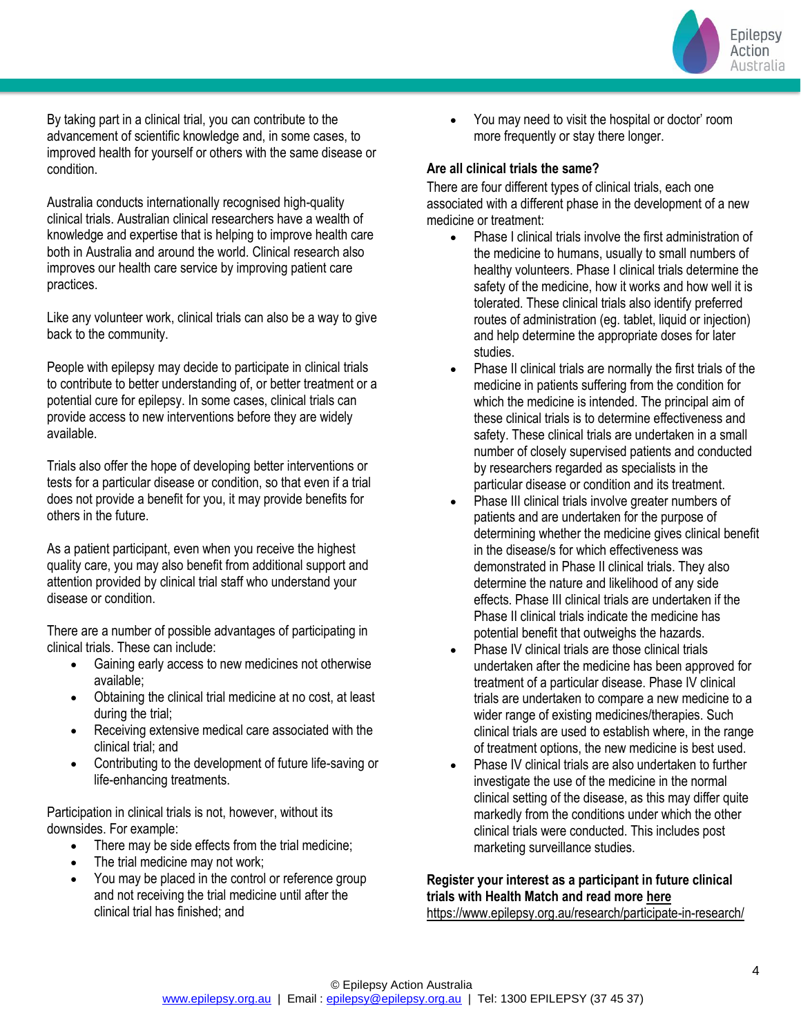By taking part in a clinical trial, you can contribute to the advancement of scientific knowledge and, in some cases, to improved health for yourself or others with the same disease or condition.

Australia conducts internationally recognised high-quality clinical trials. Australian clinical researchers have a wealth of knowledge and expertise that is helping to improve health care both in Australia and around the world. Clinical research also improves our health care service by improving patient care practices.

Like any volunteer work, clinical trials can also be a way to give back to the community.

People with epilepsy may decide to participate in clinical trials to contribute to better understanding of, or better treatment or a potential cure for epilepsy. In some cases, clinical trials can provide access to new interventions before they are widely available.

Trials also offer the hope of developing better interventions or tests for a particular disease or condition, so that even if a trial does not provide a benefit for you, it may provide benefits for others in the future.

As a patient participant, even when you receive the highest quality care, you may also benefit from additional support and attention provided by clinical trial staff who understand your disease or condition.

There are a number of possible advantages of participating in clinical trials. These can include:

- Gaining early access to new medicines not otherwise available;
- Obtaining the clinical trial medicine at no cost, at least during the trial;
- Receiving extensive medical care associated with the clinical trial; and
- Contributing to the development of future life-saving or life-enhancing treatments.

Participation in clinical trials is not, however, without its downsides. For example:

- There may be side effects from the trial medicine;
- The trial medicine may not work;
- You may be placed in the control or reference group and not receiving the trial medicine until after the clinical trial has finished; and
- You may need to visit the hospital or doctor' room more frequently or stay there longer.

**Are all clinical trials the same?**

There are four different types of clinical trials, each one associated with a different phase in the development of a new medicine or treatment:

- Phase I clinical trials involve the first administration of the medicine to humans, usually to small numbers of healthy volunteers. Phase I clinical trials determine the safety of the medicine, how it works and how well it is tolerated. These clinical trials also identify preferred routes of administration (eg. tablet, liquid or injection) and help determine the appropriate doses for later studies.
- Phase II clinical trials are normally the first trials of the medicine in patients suffering from the condition for which the medicine is intended. The principal aim of these clinical trials is to determine effectiveness and safety. These clinical trials are undertaken in a small number of closely supervised patients and conducted by researchers regarded as specialists in the particular disease or condition and its treatment.
- Phase III clinical trials involve greater numbers of patients and are undertaken for the purpose of determining whether the medicine gives clinical benefit in the disease/s for which effectiveness was demonstrated in Phase II clinical trials. They also determine the nature and likelihood of any side effects. Phase III clinical trials are undertaken if the Phase II clinical trials indicate the medicine has potential benefit that outweighs the hazards.
- Phase IV clinical trials are those clinical trials undertaken after the medicine has been approved for treatment of a particular disease. Phase IV clinical trials are undertaken to compare a new medicine to a wider range of existing medicines/therapies. Such clinical trials are used to establish where, in the range of treatment options, the new medicine is best used.
- Phase IV clinical trials are also undertaken to further investigate the use of the medicine in the normal clinical setting of the disease, as this may differ quite markedly from the conditions under which the other clinical trials were conducted. This includes post marketing surveillance studies.

**Register your interest as a participant in future clinical trials with Health Match and read more here**
https://www.epilepsy.org.au/research/participate-in-research/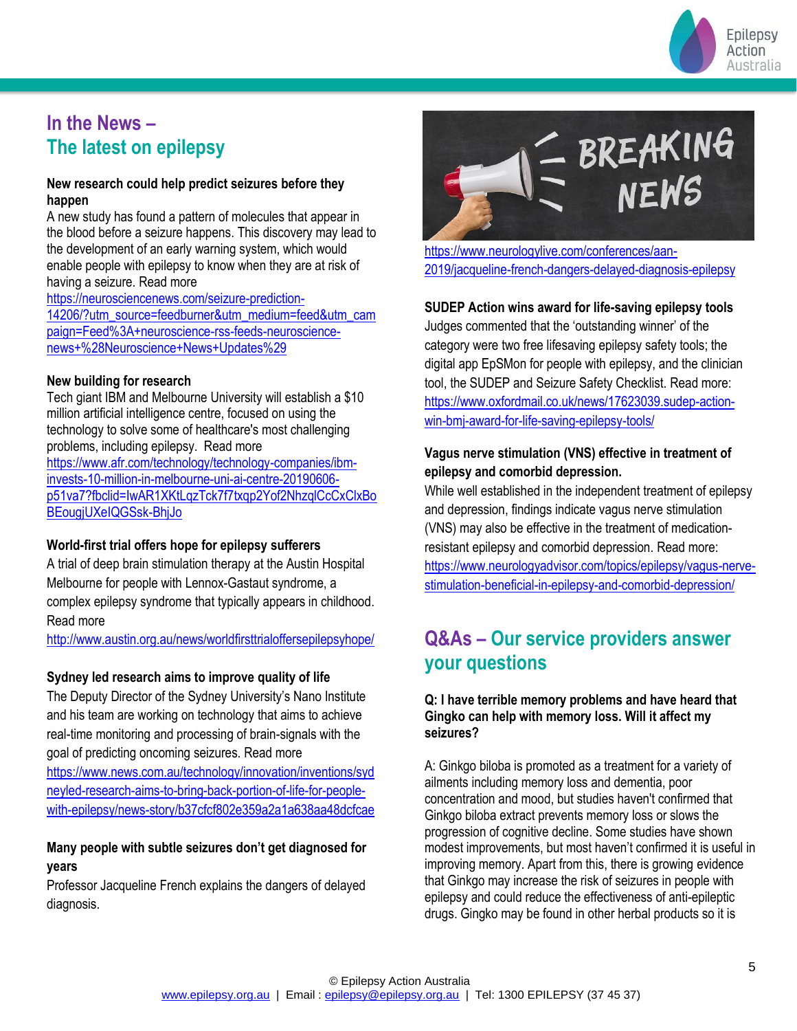# In the News – The latest on epilepsy

**New research could help predict seizures before they happen**

A new study has found a pattern of molecules that appear in the blood before a seizure happens. This discovery may lead to the development of an early warning system, which would enable people with epilepsy to know when they are at risk of having a seizure. Read more https://neurosciencenews.com/seizure-prediction-14206/?utm_source=feedburner&utm_medium=feed&utm_campaign=Feed%3A+neuroscience-rss-feeds-neuroscience-news+%28Neuroscience+News+Updates%29

**New building for research**

Tech giant IBM and Melbourne University will establish a $10 million artificial intelligence centre, focused on using the technology to solve some of healthcare's most challenging problems, including epilepsy. Read more https://www.afr.com/technology/technology-companies/ibm-invests-10-million-in-melbourne-uni-ai-centre-20190606-p51va7?fbclid=IwAR1XKtLqzTck7f7txqp2Yof2NhzqlCcCxClxBoBEougjUXeIQGSsk-BhjJo

**World-first trial offers hope for epilepsy sufferers**

A trial of deep brain stimulation therapy at the Austin Hospital Melbourne for people with Lennox-Gastaut syndrome, a complex epilepsy syndrome that typically appears in childhood. Read more http://www.austin.org.au/news/worldfirsttrialoffersepilepsyhope/

**Sydney led research aims to improve quality of life**

The Deputy Director of the Sydney University's Nano Institute and his team are working on technology that aims to achieve real-time monitoring and processing of brain-signals with the goal of predicting oncoming seizures. Read more https://www.news.com.au/technology/innovation/inventions/sydneyled-research-aims-to-bring-back-portion-of-life-for-people-with-epilepsy/news-story/b37cfcf802e359a2a1a638aa48dcfcae

**Many people with subtle seizures don't get diagnosed for years**

Professor Jacqueline French explains the dangers of delayed diagnosis.

https://www.neurologylive.com/conferences/aan-2019/jacqueline-french-dangers-delayed-diagnosis-epilepsy

**SUDEP Action wins award for life-saving epilepsy tools**

Judges commented that the 'outstanding winner' of the category were two free lifesaving epilepsy safety tools; the digital app EpSMon for people with epilepsy, and the clinician tool, the SUDEP and Seizure Safety Checklist. Read more: https://www.oxfordmail.co.uk/news/17623039.sudep-action-win-bmj-award-for-life-saving-epilepsy-tools/

**Vagus nerve stimulation (VNS) effective in treatment of epilepsy and comorbid depression.**

While well established in the independent treatment of epilepsy and depression, findings indicate vagus nerve stimulation (VNS) may also be effective in the treatment of medication-resistant epilepsy and comorbid depression. Read more: https://www.neurologyadvisor.com/topics/epilepsy/vagus-nerve-stimulation-beneficial-in-epilepsy-and-comorbid-depression/

# Q&As – Our service providers answer your questions

**Q: I have terrible memory problems and have heard that Gingko can help with memory loss. Will it affect my seizures?**

A: Ginkgo biloba is promoted as a treatment for a variety of ailments including memory loss and dementia, poor concentration and mood, but studies haven't confirmed that Ginkgo biloba extract prevents memory loss or slows the progression of cognitive decline. Some studies have shown modest improvements, but most haven't confirmed it is useful in improving memory. Apart from this, there is growing evidence that Gingko may increase the risk of seizures in people with epilepsy and could reduce the effectiveness of anti-epileptic drugs. Gingko may be found in other herbal products so it is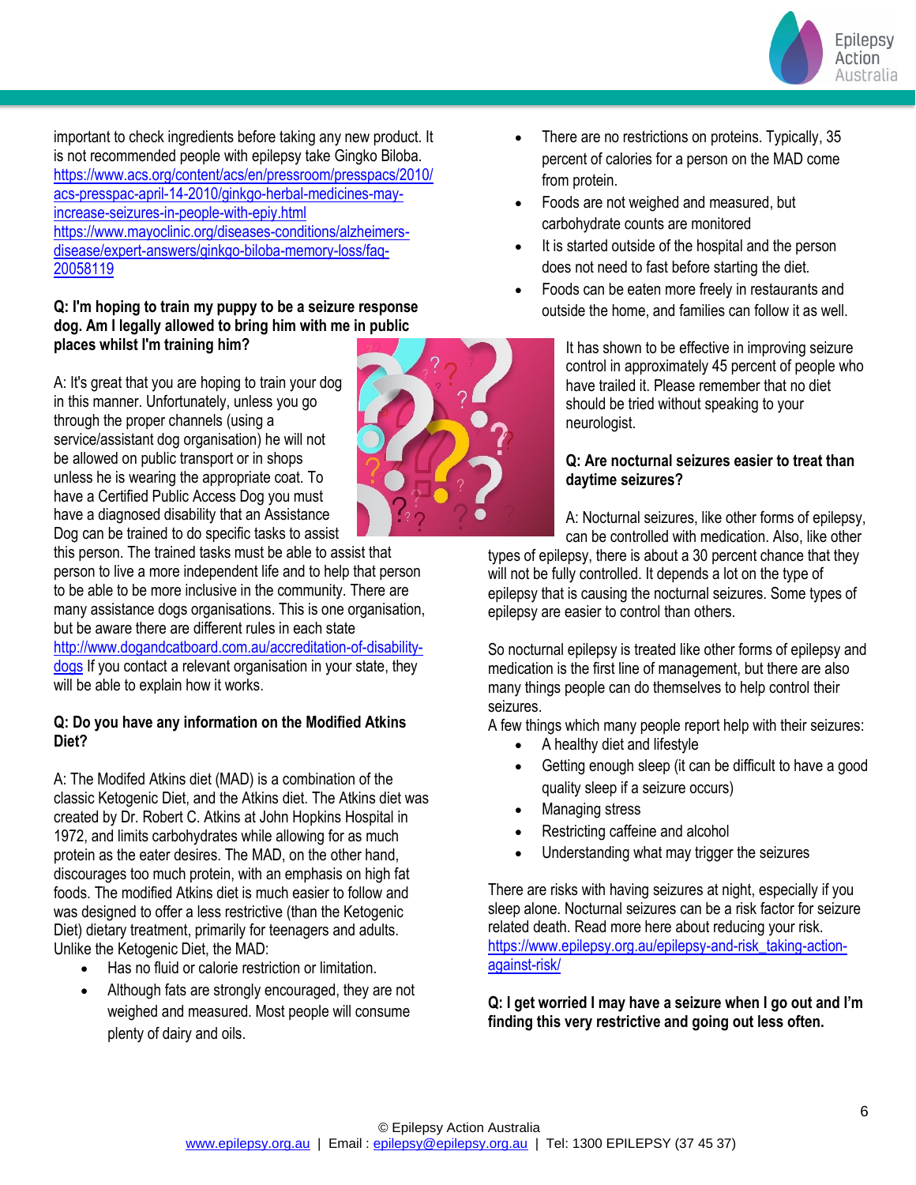important to check ingredients before taking any new product. It is not recommended people with epilepsy take Gingko Biloba. https://www.acs.org/content/acs/en/pressroom/presspacs/2010/acs-presspac-april-14-2010/ginkgo-herbal-medicines-may-increase-seizures-in-people-with-epiy.html https://www.mayoclinic.org/diseases-conditions/alzheimers-disease/expert-answers/ginkgo-biloba-memory-loss/faq-20058119

**Q: I'm hoping to train my puppy to be a seizure response dog. Am I legally allowed to bring him with me in public places whilst I'm training him?**

A: It's great that you are hoping to train your dog in this manner. Unfortunately, unless you go through the proper channels (using a service/assistant dog organisation) he will not be allowed on public transport or in shops unless he is wearing the appropriate coat. To have a Certified Public Access Dog you must have a diagnosed disability that an Assistance Dog can be trained to do specific tasks to assist this person. The trained tasks must be able to assist that person to live a more independent life and to help that person to be able to be more inclusive in the community. There are many assistance dogs organisations. This is one organisation, but be aware there are different rules in each state http://www.dogandcatboard.com.au/accreditation-of-disability-dogs If you contact a relevant organisation in your state, they will be able to explain how it works.

**Q: Do you have any information on the Modified Atkins Diet?**

A: The Modifed Atkins diet (MAD) is a combination of the classic Ketogenic Diet, and the Atkins diet. The Atkins diet was created by Dr. Robert C. Atkins at John Hopkins Hospital in 1972, and limits carbohydrates while allowing for as much protein as the eater desires. The MAD, on the other hand, discourages too much protein, with an emphasis on high fat foods. The modified Atkins diet is much easier to follow and was designed to offer a less restrictive (than the Ketogenic Diet) dietary treatment, primarily for teenagers and adults. Unlike the Ketogenic Diet, the MAD:

- Has no fluid or calorie restriction or limitation.
- Although fats are strongly encouraged, they are not weighed and measured. Most people will consume plenty of dairy and oils.
- There are no restrictions on proteins. Typically, 35 percent of calories for a person on the MAD come from protein.
- Foods are not weighed and measured, but carbohydrate counts are monitored
- It is started outside of the hospital and the person does not need to fast before starting the diet.
- Foods can be eaten more freely in restaurants and outside the home, and families can follow it as well.

It has shown to be effective in improving seizure control in approximately 45 percent of people who have trailed it. Please remember that no diet should be tried without speaking to your neurologist.

**Q: Are nocturnal seizures easier to treat than daytime seizures?**

A: Nocturnal seizures, like other forms of epilepsy, can be controlled with medication. Also, like other types of epilepsy, there is about a 30 percent chance that they will not be fully controlled. It depends a lot on the type of epilepsy that is causing the nocturnal seizures. Some types of epilepsy are easier to control than others.

So nocturnal epilepsy is treated like other forms of epilepsy and medication is the first line of management, but there are also many things people can do themselves to help control their seizures.

A few things which many people report help with their seizures:

- A healthy diet and lifestyle
- Getting enough sleep (it can be difficult to have a good quality sleep if a seizure occurs)
- Managing stress
- Restricting caffeine and alcohol
- Understanding what may trigger the seizures

There are risks with having seizures at night, especially if you sleep alone. Nocturnal seizures can be a risk factor for seizure related death. Read more here about reducing your risk. https://www.epilepsy.org.au/epilepsy-and-risk_taking-action-against-risk/

**Q: I get worried I may have a seizure when I go out and I'm finding this very restrictive and going out less often.**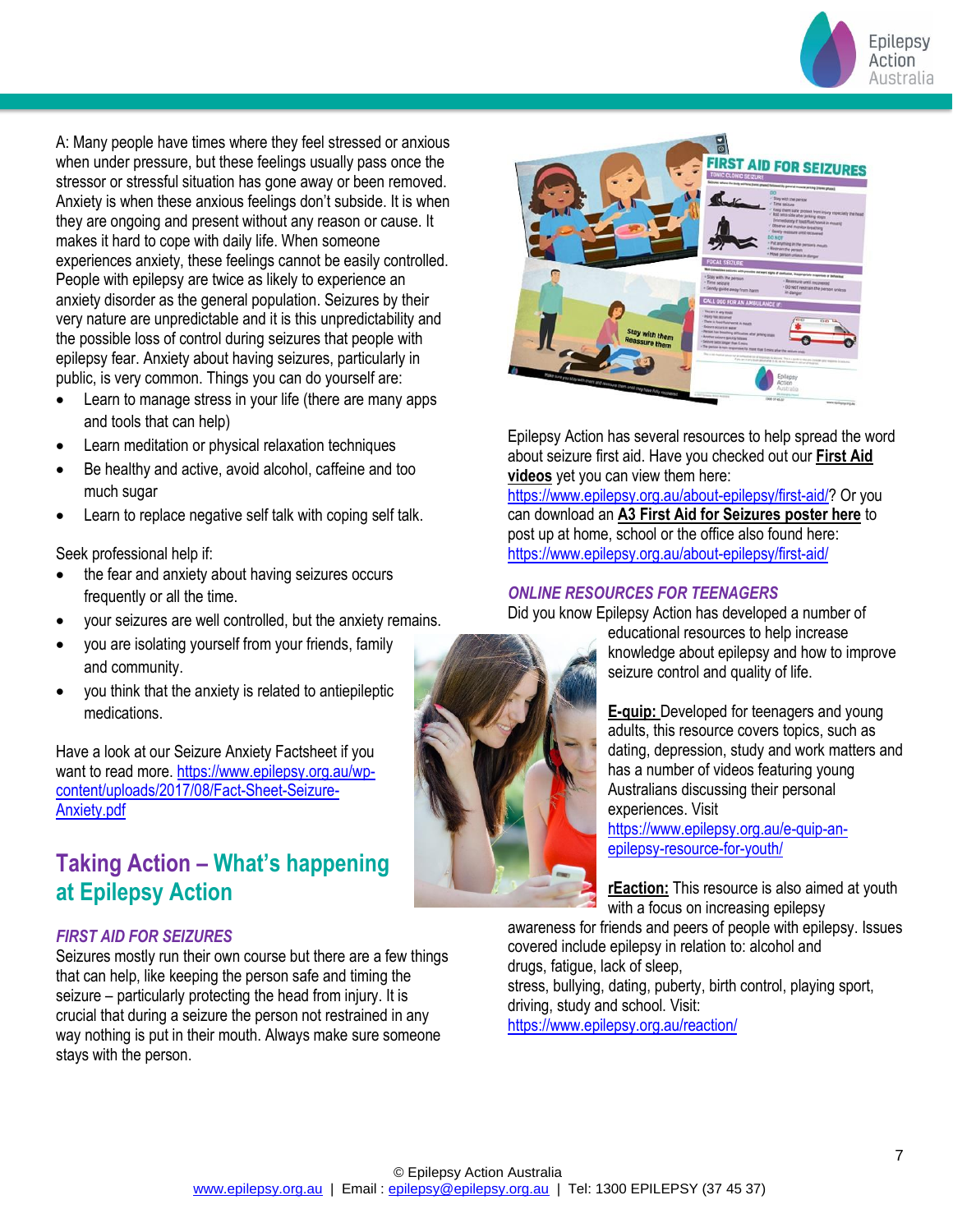A: Many people have times where they feel stressed or anxious when under pressure, but these feelings usually pass once the stressor or stressful situation has gone away or been removed. Anxiety is when these anxious feelings don't subside. It is when they are ongoing and present without any reason or cause. It makes it hard to cope with daily life. When someone experiences anxiety, these feelings cannot be easily controlled. People with epilepsy are twice as likely to experience an anxiety disorder as the general population. Seizures by their very nature are unpredictable and it is this unpredictability and the possible loss of control during seizures that people with epilepsy fear. Anxiety about having seizures, particularly in public, is very common. Things you can do yourself are:

- Learn to manage stress in your life (there are many apps and tools that can help)
- Learn meditation or physical relaxation techniques
- Be healthy and active, avoid alcohol, caffeine and too much sugar
- Learn to replace negative self talk with coping self talk.

Seek professional help if:

- the fear and anxiety about having seizures occurs frequently or all the time.
- your seizures are well controlled, but the anxiety remains.
- you are isolating yourself from your friends, family and community.
- you think that the anxiety is related to antiepileptic medications.

Have a look at our Seizure Anxiety Factsheet if you want to read more. https://www.epilepsy.org.au/wp-content/uploads/2017/08/Fact-Sheet-Seizure-Anxiety.pdf

## Taking Action – What's happening at Epilepsy Action

### *FIRST AID FOR SEIZURES*

Seizures mostly run their own course but there are a few things that can help, like keeping the person safe and timing the seizure – particularly protecting the head from injury. It is crucial that during a seizure the person not restrained in any way nothing is put in their mouth. Always make sure someone stays with the person.

Epilepsy Action has several resources to help spread the word about seizure first aid. Have you checked out our **First Aid videos** yet you can view them here: https://www.epilepsy.org.au/about-epilepsy/first-aid/? Or you can download an **A3 First Aid for Seizures poster here** to post up at home, school or the office also found here: https://www.epilepsy.org.au/about-epilepsy/first-aid/

### *ONLINE RESOURCES FOR TEENAGERS*

Did you know Epilepsy Action has developed a number of educational resources to help increase knowledge about epilepsy and how to improve seizure control and quality of life.

**E-quip:** Developed for teenagers and young adults, this resource covers topics, such as dating, depression, study and work matters and has a number of videos featuring young Australians discussing their personal experiences. Visit https://www.epilepsy.org.au/e-quip-an-epilepsy-resource-for-youth/

**rEaction:** This resource is also aimed at youth with a focus on increasing epilepsy awareness for friends and peers of people with epilepsy. Issues covered include epilepsy in relation to: alcohol and drugs, fatigue, lack of sleep, stress, bullying, dating, puberty, birth control, playing sport, driving, study and school. Visit: https://www.epilepsy.org.au/reaction/